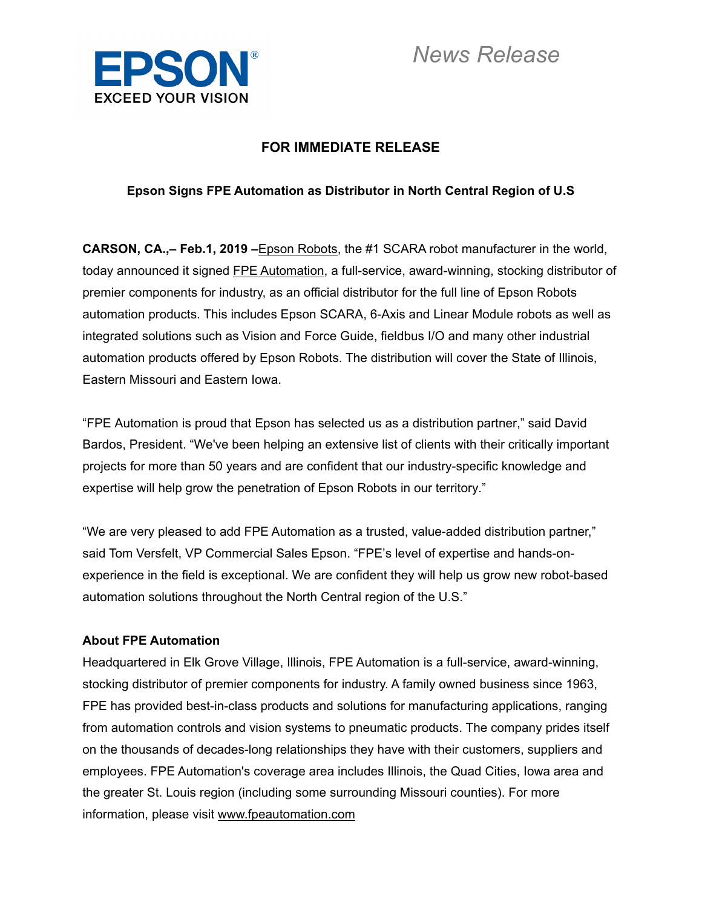EPSON
EXCEED YOUR VISION

*News Release*

**FOR IMMEDIATE RELEASE**

**Epson Signs FPE Automation as Distributor in North Central Region of U.S**

**CARSON, CA.,– Feb.1, 2019 –**Epson Robots, the #1 SCARA robot manufacturer in the world, today announced it signed FPE Automation, a full-service, award-winning, stocking distributor of premier components for industry, as an official distributor for the full line of Epson Robots automation products. This includes Epson SCARA, 6-Axis and Linear Module robots as well as integrated solutions such as Vision and Force Guide, fieldbus I/O and many other industrial automation products offered by Epson Robots. The distribution will cover the State of Illinois, Eastern Missouri and Eastern Iowa.

"FPE Automation is proud that Epson has selected us as a distribution partner," said David Bardos, President. "We've been helping an extensive list of clients with their critically important projects for more than 50 years and are confident that our industry-specific knowledge and expertise will help grow the penetration of Epson Robots in our territory."

"We are very pleased to add FPE Automation as a trusted, value-added distribution partner," said Tom Versfelt, VP Commercial Sales Epson. "FPE's level of expertise and hands-on-experience in the field is exceptional. We are confident they will help us grow new robot-based automation solutions throughout the North Central region of the U.S."

**About FPE Automation**

Headquartered in Elk Grove Village, Illinois, FPE Automation is a full-service, award-winning, stocking distributor of premier components for industry. A family owned business since 1963, FPE has provided best-in-class products and solutions for manufacturing applications, ranging from automation controls and vision systems to pneumatic products. The company prides itself on the thousands of decades-long relationships they have with their customers, suppliers and employees. FPE Automation's coverage area includes Illinois, the Quad Cities, Iowa area and the greater St. Louis region (including some surrounding Missouri counties). For more information, please visit www.fpeautomation.com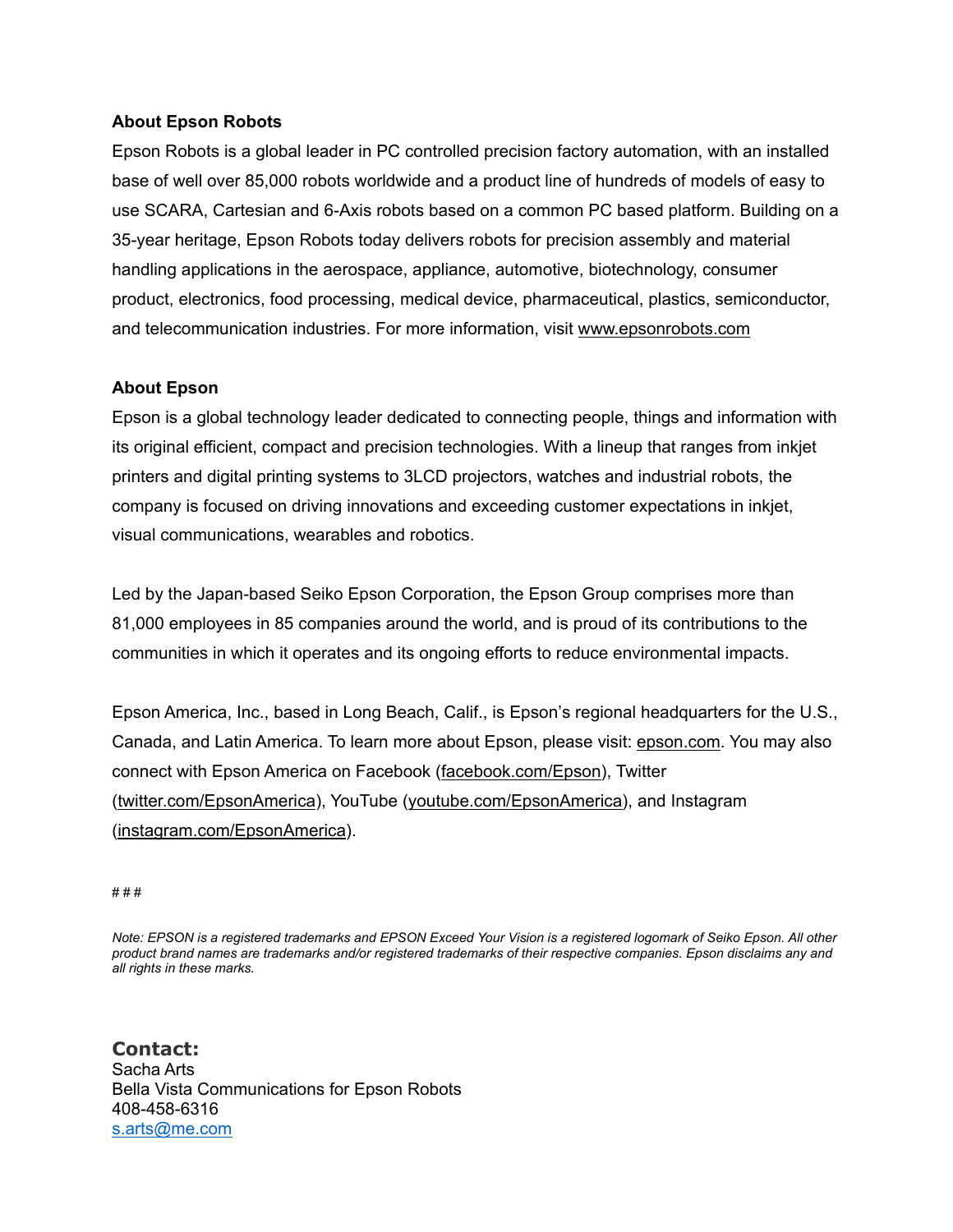**About Epson Robots**

Epson Robots is a global leader in PC controlled precision factory automation, with an installed base of well over 85,000 robots worldwide and a product line of hundreds of models of easy to use SCARA, Cartesian and 6-Axis robots based on a common PC based platform. Building on a 35-year heritage, Epson Robots today delivers robots for precision assembly and material handling applications in the aerospace, appliance, automotive, biotechnology, consumer product, electronics, food processing, medical device, pharmaceutical, plastics, semiconductor, and telecommunication industries. For more information, visit www.epsonrobots.com

**About Epson**

Epson is a global technology leader dedicated to connecting people, things and information with its original efficient, compact and precision technologies. With a lineup that ranges from inkjet printers and digital printing systems to 3LCD projectors, watches and industrial robots, the company is focused on driving innovations and exceeding customer expectations in inkjet, visual communications, wearables and robotics.

Led by the Japan-based Seiko Epson Corporation, the Epson Group comprises more than 81,000 employees in 85 companies around the world, and is proud of its contributions to the communities in which it operates and its ongoing efforts to reduce environmental impacts.

Epson America, Inc., based in Long Beach, Calif., is Epson's regional headquarters for the U.S., Canada, and Latin America. To learn more about Epson, please visit: epson.com. You may also connect with Epson America on Facebook (facebook.com/Epson), Twitter (twitter.com/EpsonAmerica), YouTube (youtube.com/EpsonAmerica), and Instagram (instagram.com/EpsonAmerica).

# # #

*Note: EPSON is a registered trademarks and EPSON Exceed Your Vision is a registered logomark of Seiko Epson. All other product brand names are trademarks and/or registered trademarks of their respective companies. Epson disclaims any and all rights in these marks.*

**Contact:**
Sacha Arts
Bella Vista Communications for Epson Robots
408-458-6316
s.arts@me.com